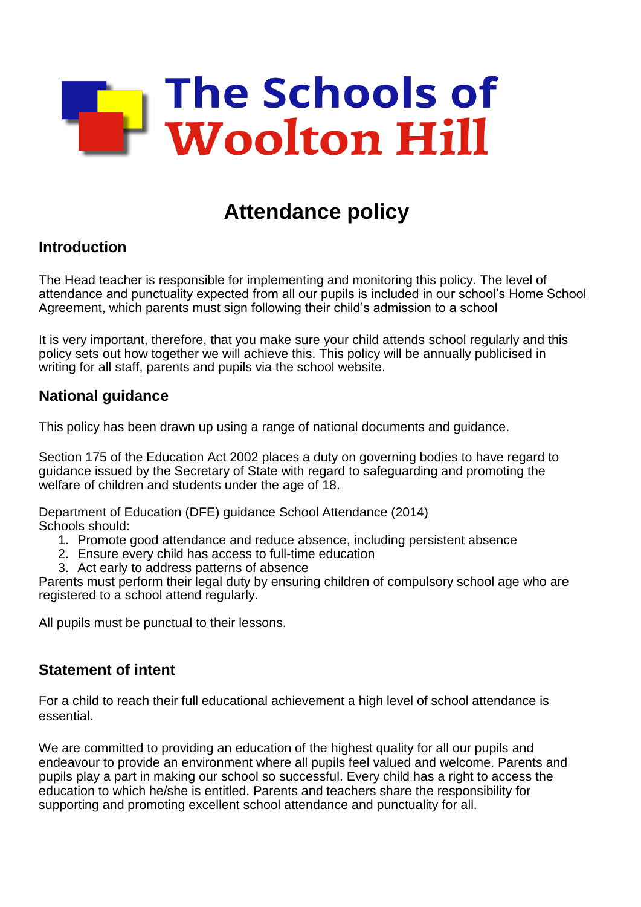# The Schools of Woolton Hill

## Attendance policy

### Introduction

The Head teacher is responsible for implementing and monitoring this policy. The level of attendance and punctuality expected from all our pupils is included in our school's Home School Agreement, which parents must sign following their child's admission to a school

It is very important, therefore, that you make sure your child attends school regularly and this policy sets out how together we will achieve this. This policy will be annually publicised in writing for all staff, parents and pupils via the school website.

### National guidance

This policy has been drawn up using a range of national documents and guidance.

Section 175 of the Education Act 2002 places a duty on governing bodies to have regard to guidance issued by the Secretary of State with regard to safeguarding and promoting the welfare of children and students under the age of 18.

Department of Education (DFE) guidance School Attendance (2014)
Schools should:

1. Promote good attendance and reduce absence, including persistent absence
2. Ensure every child has access to full-time education
3. Act early to address patterns of absence

Parents must perform their legal duty by ensuring children of compulsory school age who are registered to a school attend regularly.

All pupils must be punctual to their lessons.

### Statement of intent

For a child to reach their full educational achievement a high level of school attendance is essential.

We are committed to providing an education of the highest quality for all our pupils and endeavour to provide an environment where all pupils feel valued and welcome. Parents and pupils play a part in making our school so successful. Every child has a right to access the education to which he/she is entitled. Parents and teachers share the responsibility for supporting and promoting excellent school attendance and punctuality for all.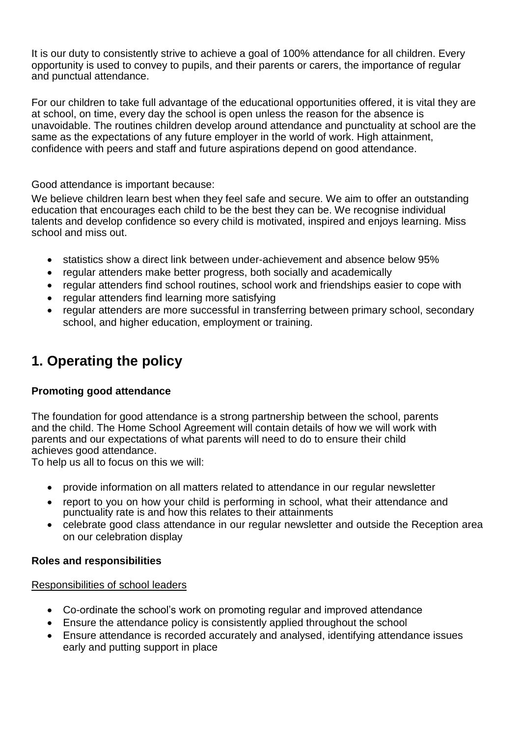It is our duty to consistently strive to achieve a goal of 100% attendance for all children. Every opportunity is used to convey to pupils, and their parents or carers, the importance of regular and punctual attendance.

For our children to take full advantage of the educational opportunities offered, it is vital they are at school, on time, every day the school is open unless the reason for the absence is unavoidable. The routines children develop around attendance and punctuality at school are the same as the expectations of any future employer in the world of work. High attainment, confidence with peers and staff and future aspirations depend on good attendance.

Good attendance is important because:

We believe children learn best when they feel safe and secure. We aim to offer an outstanding education that encourages each child to be the best they can be. We recognise individual talents and develop confidence so every child is motivated, inspired and enjoys learning. Miss school and miss out.

- statistics show a direct link between under-achievement and absence below 95%
- regular attenders make better progress, both socially and academically
- regular attenders find school routines, school work and friendships easier to cope with
- regular attenders find learning more satisfying
- regular attenders are more successful in transferring between primary school, secondary school, and higher education, employment or training.

## 1. Operating the policy

**Promoting good attendance**

The foundation for good attendance is a strong partnership between the school, parents and the child. The Home School Agreement will contain details of how we will work with parents and our expectations of what parents will need to do to ensure their child achieves good attendance.
To help us all to focus on this we will:

- provide information on all matters related to attendance in our regular newsletter
- report to you on how your child is performing in school, what their attendance and punctuality rate is and how this relates to their attainments
- celebrate good class attendance in our regular newsletter and outside the Reception area on our celebration display

**Roles and responsibilities**

<u>Responsibilities of school leaders</u>

- Co-ordinate the school's work on promoting regular and improved attendance
- Ensure the attendance policy is consistently applied throughout the school
- Ensure attendance is recorded accurately and analysed, identifying attendance issues early and putting support in place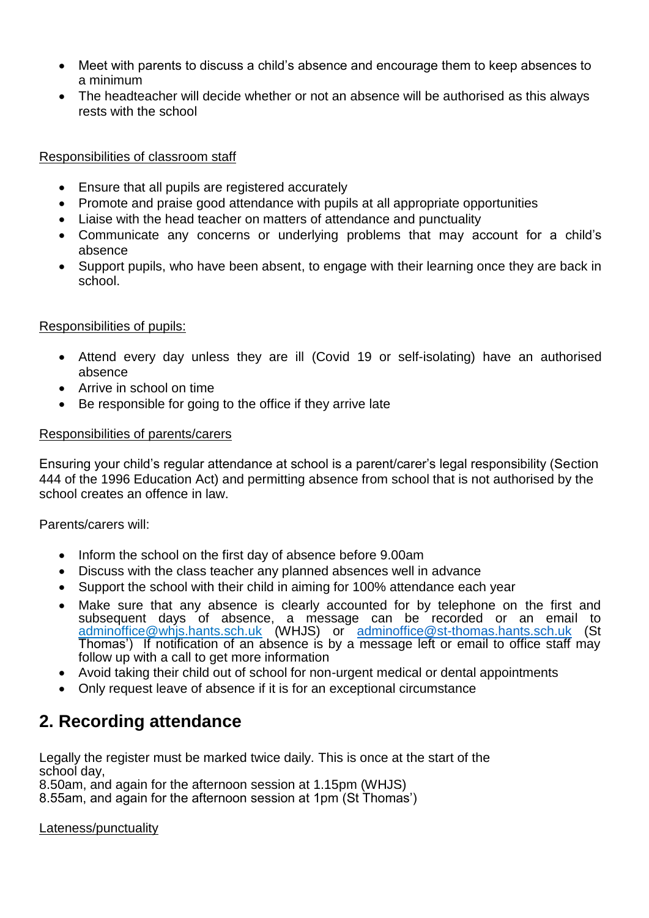- Meet with parents to discuss a child's absence and encourage them to keep absences to a minimum
- The headteacher will decide whether or not an absence will be authorised as this always rests with the school

Responsibilities of classroom staff

- Ensure that all pupils are registered accurately
- Promote and praise good attendance with pupils at all appropriate opportunities
- Liaise with the head teacher on matters of attendance and punctuality
- Communicate any concerns or underlying problems that may account for a child's absence
- Support pupils, who have been absent, to engage with their learning once they are back in school.

Responsibilities of pupils:

- Attend every day unless they are ill (Covid 19 or self-isolating) have an authorised absence
- Arrive in school on time
- Be responsible for going to the office if they arrive late

Responsibilities of parents/carers

Ensuring your child's regular attendance at school is a parent/carer's legal responsibility (Section 444 of the 1996 Education Act) and permitting absence from school that is not authorised by the school creates an offence in law.

Parents/carers will:

- Inform the school on the first day of absence before 9.00am
- Discuss with the class teacher any planned absences well in advance
- Support the school with their child in aiming for 100% attendance each year
- Make sure that any absence is clearly accounted for by telephone on the first and subsequent days of absence, a message can be recorded or an email to adminoffice@whjs.hants.sch.uk (WHJS) or adminoffice@st-thomas.hants.sch.uk (St Thomas') If notification of an absence is by a message left or email to office staff may follow up with a call to get more information
- Avoid taking their child out of school for non-urgent medical or dental appointments
- Only request leave of absence if it is for an exceptional circumstance

## 2. Recording attendance

Legally the register must be marked twice daily. This is once at the start of the school day,
8.50am, and again for the afternoon session at 1.15pm (WHJS)
8.55am, and again for the afternoon session at 1pm (St Thomas')

Lateness/punctuality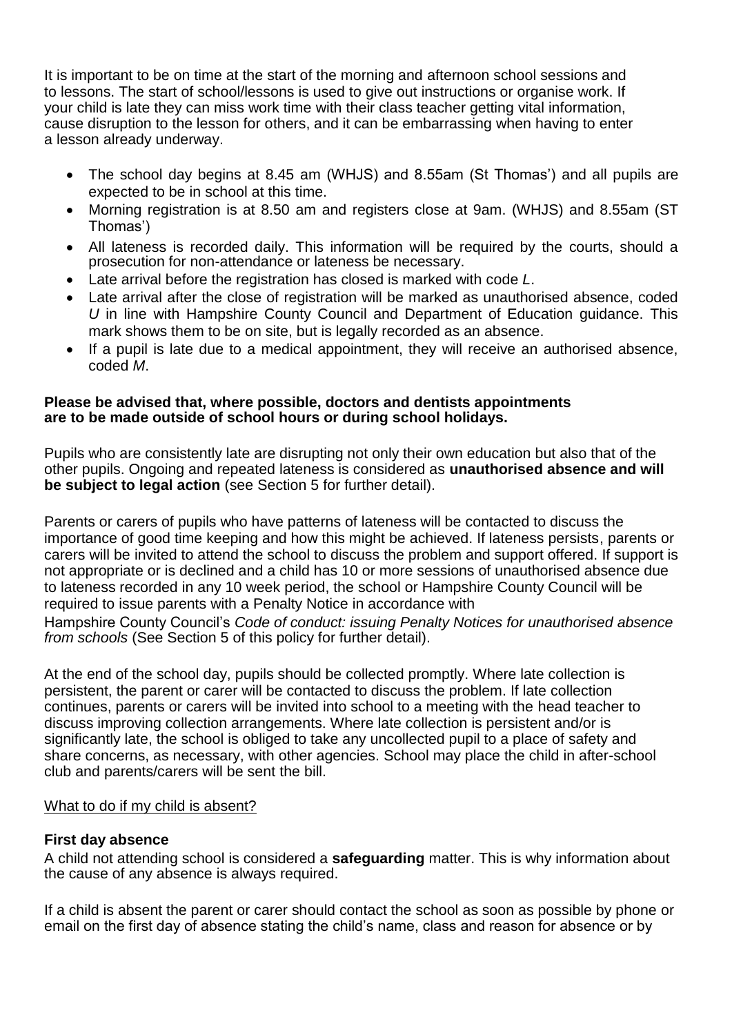It is important to be on time at the start of the morning and afternoon school sessions and to lessons. The start of school/lessons is used to give out instructions or organise work. If your child is late they can miss work time with their class teacher getting vital information, cause disruption to the lesson for others, and it can be embarrassing when having to enter a lesson already underway.

- The school day begins at 8.45 am (WHJS) and 8.55am (St Thomas') and all pupils are expected to be in school at this time.
- Morning registration is at 8.50 am and registers close at 9am. (WHJS) and 8.55am (ST Thomas')
- All lateness is recorded daily. This information will be required by the courts, should a prosecution for non-attendance or lateness be necessary.
- Late arrival before the registration has closed is marked with code *L*.
- Late arrival after the close of registration will be marked as unauthorised absence, coded *U* in line with Hampshire County Council and Department of Education guidance. This mark shows them to be on site, but is legally recorded as an absence.
- If a pupil is late due to a medical appointment, they will receive an authorised absence, coded *M*.

**Please be advised that, where possible, doctors and dentists appointments are to be made outside of school hours or during school holidays.**

Pupils who are consistently late are disrupting not only their own education but also that of the other pupils. Ongoing and repeated lateness is considered as **unauthorised absence and will be subject to legal action** (see Section 5 for further detail).

Parents or carers of pupils who have patterns of lateness will be contacted to discuss the importance of good time keeping and how this might be achieved. If lateness persists, parents or carers will be invited to attend the school to discuss the problem and support offered. If support is not appropriate or is declined and a child has 10 or more sessions of unauthorised absence due to lateness recorded in any 10 week period, the school or Hampshire County Council will be required to issue parents with a Penalty Notice in accordance with Hampshire County Council's *Code of conduct: issuing Penalty Notices for unauthorised absence from schools* (See Section 5 of this policy for further detail).

At the end of the school day, pupils should be collected promptly. Where late collection is persistent, the parent or carer will be contacted to discuss the problem. If late collection continues, parents or carers will be invited into school to a meeting with the head teacher to discuss improving collection arrangements. Where late collection is persistent and/or is significantly late, the school is obliged to take any uncollected pupil to a place of safety and share concerns, as necessary, with other agencies. School may place the child in after-school club and parents/carers will be sent the bill.

<u>What to do if my child is absent?</u>

**First day absence**

A child not attending school is considered a **safeguarding** matter. This is why information about the cause of any absence is always required.

If a child is absent the parent or carer should contact the school as soon as possible by phone or email on the first day of absence stating the child's name, class and reason for absence or by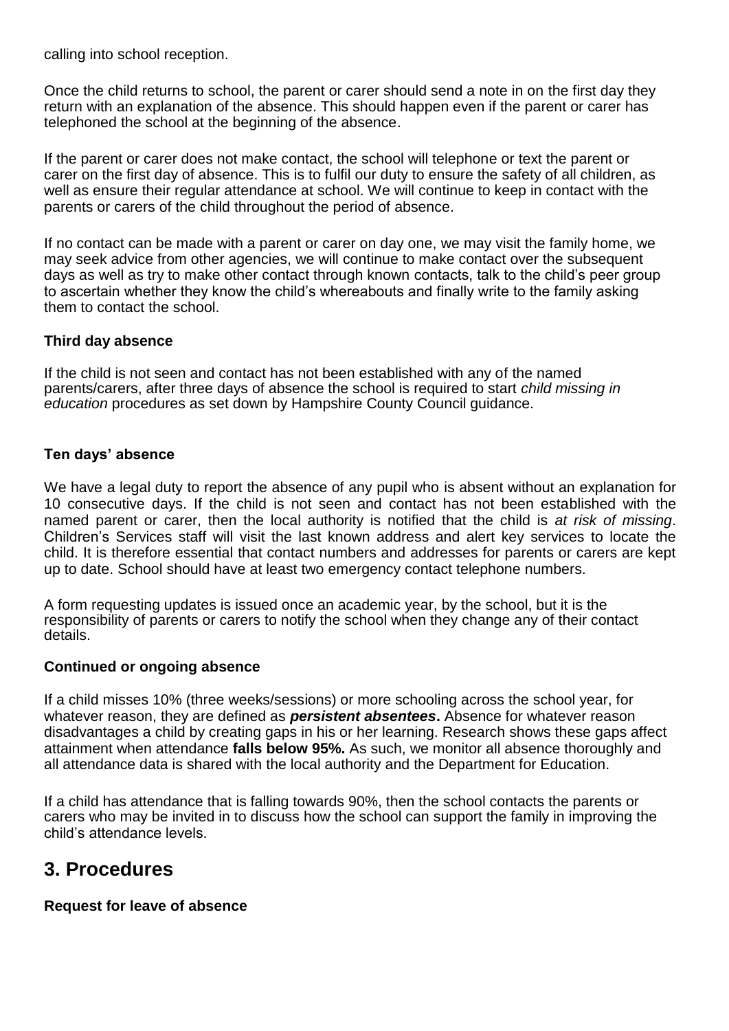calling into school reception.

Once the child returns to school, the parent or carer should send a note in on the first day they return with an explanation of the absence. This should happen even if the parent or carer has telephoned the school at the beginning of the absence.

If the parent or carer does not make contact, the school will telephone or text the parent or carer on the first day of absence. This is to fulfil our duty to ensure the safety of all children, as well as ensure their regular attendance at school. We will continue to keep in contact with the parents or carers of the child throughout the period of absence.

If no contact can be made with a parent or carer on day one, we may visit the family home, we may seek advice from other agencies, we will continue to make contact over the subsequent days as well as try to make other contact through known contacts, talk to the child's peer group to ascertain whether they know the child's whereabouts and finally write to the family asking them to contact the school.

**Third day absence**

If the child is not seen and contact has not been established with any of the named parents/carers, after three days of absence the school is required to start *child missing in education* procedures as set down by Hampshire County Council guidance.

**Ten days' absence**

We have a legal duty to report the absence of any pupil who is absent without an explanation for 10 consecutive days. If the child is not seen and contact has not been established with the named parent or carer, then the local authority is notified that the child is *at risk of missing*. Children's Services staff will visit the last known address and alert key services to locate the child. It is therefore essential that contact numbers and addresses for parents or carers are kept up to date. School should have at least two emergency contact telephone numbers.

A form requesting updates is issued once an academic year, by the school, but it is the responsibility of parents or carers to notify the school when they change any of their contact details.

**Continued or ongoing absence**

If a child misses 10% (three weeks/sessions) or more schooling across the school year, for whatever reason, they are defined as ***persistent absentees***. Absence for whatever reason disadvantages a child by creating gaps in his or her learning. Research shows these gaps affect attainment when attendance **falls below 95%.** As such, we monitor all absence thoroughly and all attendance data is shared with the local authority and the Department for Education.

If a child has attendance that is falling towards 90%, then the school contacts the parents or carers who may be invited in to discuss how the school can support the family in improving the child's attendance levels.

## 3. Procedures

**Request for leave of absence**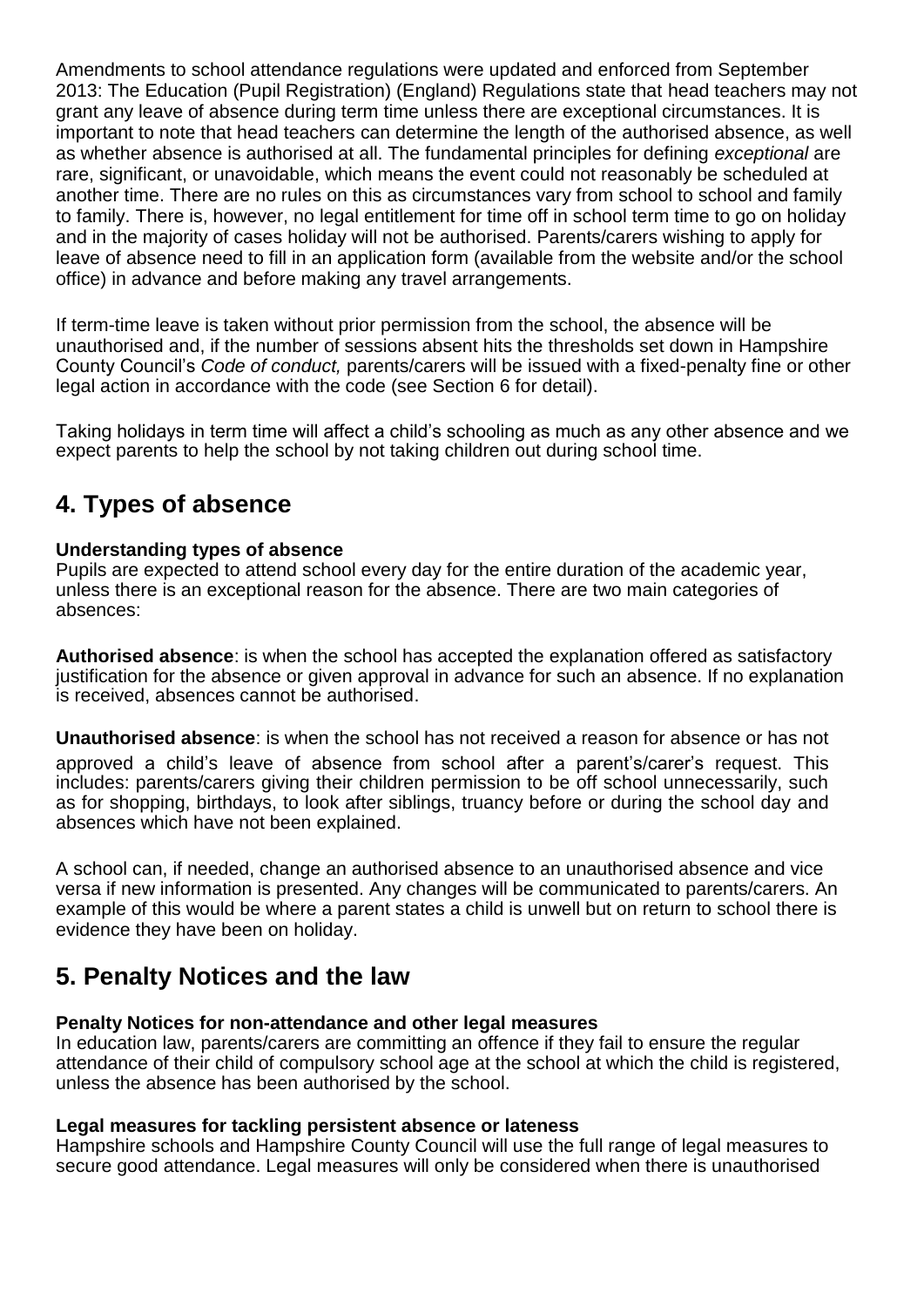Amendments to school attendance regulations were updated and enforced from September 2013: The Education (Pupil Registration) (England) Regulations state that head teachers may not grant any leave of absence during term time unless there are exceptional circumstances. It is important to note that head teachers can determine the length of the authorised absence, as well as whether absence is authorised at all. The fundamental principles for defining *exceptional* are rare, significant, or unavoidable, which means the event could not reasonably be scheduled at another time. There are no rules on this as circumstances vary from school to school and family to family. There is, however, no legal entitlement for time off in school term time to go on holiday and in the majority of cases holiday will not be authorised. Parents/carers wishing to apply for leave of absence need to fill in an application form (available from the website and/or the school office) in advance and before making any travel arrangements.

If term-time leave is taken without prior permission from the school, the absence will be unauthorised and, if the number of sessions absent hits the thresholds set down in Hampshire County Council's *Code of conduct,* parents/carers will be issued with a fixed-penalty fine or other legal action in accordance with the code (see Section 6 for detail).

Taking holidays in term time will affect a child's schooling as much as any other absence and we expect parents to help the school by not taking children out during school time.

## 4. Types of absence

**Understanding types of absence**
Pupils are expected to attend school every day for the entire duration of the academic year, unless there is an exceptional reason for the absence. There are two main categories of absences:

**Authorised absence**: is when the school has accepted the explanation offered as satisfactory justification for the absence or given approval in advance for such an absence. If no explanation is received, absences cannot be authorised.

**Unauthorised absence**: is when the school has not received a reason for absence or has not approved a child's leave of absence from school after a parent's/carer's request. This includes: parents/carers giving their children permission to be off school unnecessarily, such as for shopping, birthdays, to look after siblings, truancy before or during the school day and absences which have not been explained.

A school can, if needed, change an authorised absence to an unauthorised absence and vice versa if new information is presented. Any changes will be communicated to parents/carers. An example of this would be where a parent states a child is unwell but on return to school there is evidence they have been on holiday.

## 5. Penalty Notices and the law

**Penalty Notices for non-attendance and other legal measures**
In education law, parents/carers are committing an offence if they fail to ensure the regular attendance of their child of compulsory school age at the school at which the child is registered, unless the absence has been authorised by the school.

**Legal measures for tackling persistent absence or lateness**
Hampshire schools and Hampshire County Council will use the full range of legal measures to secure good attendance. Legal measures will only be considered when there is unauthorised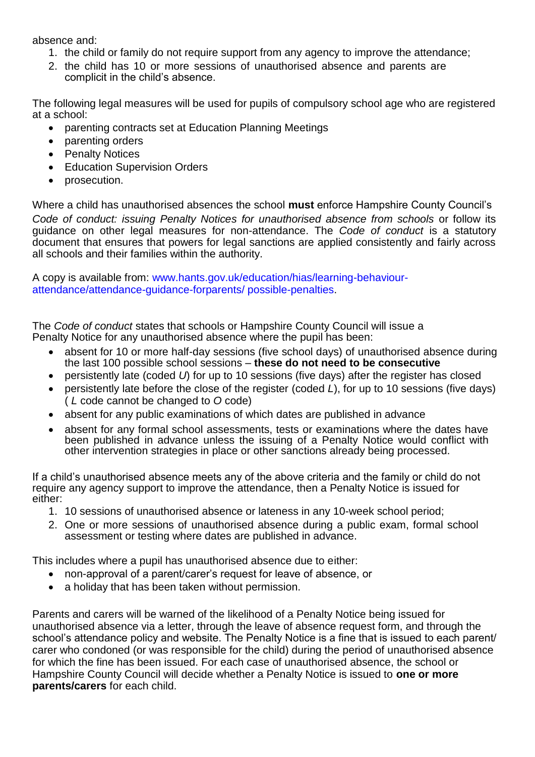absence and:

1. the child or family do not require support from any agency to improve the attendance;
2. the child has 10 or more sessions of unauthorised absence and parents are complicit in the child's absence.

The following legal measures will be used for pupils of compulsory school age who are registered at a school:

- parenting contracts set at Education Planning Meetings
- parenting orders
- Penalty Notices
- Education Supervision Orders
- prosecution.

Where a child has unauthorised absences the school **must** enforce Hampshire County Council's *Code of conduct: issuing Penalty Notices for unauthorised absence from schools* or follow its guidance on other legal measures for non-attendance. The *Code of conduct* is a statutory document that ensures that powers for legal sanctions are applied consistently and fairly across all schools and their families within the authority.

A copy is available from: www.hants.gov.uk/education/hias/learning-behaviour-attendance/attendance-guidance-forparents/ possible-penalties.

The *Code of conduct* states that schools or Hampshire County Council will issue a Penalty Notice for any unauthorised absence where the pupil has been:

- absent for 10 or more half-day sessions (five school days) of unauthorised absence during the last 100 possible school sessions – **these do not need to be consecutive**
- persistently late (coded *U*) for up to 10 sessions (five days) after the register has closed
- persistently late before the close of the register (coded *L*), for up to 10 sessions (five days) ( *L* code cannot be changed to *O* code)
- absent for any public examinations of which dates are published in advance
- absent for any formal school assessments, tests or examinations where the dates have been published in advance unless the issuing of a Penalty Notice would conflict with other intervention strategies in place or other sanctions already being processed.

If a child's unauthorised absence meets any of the above criteria and the family or child do not require any agency support to improve the attendance, then a Penalty Notice is issued for either:

1. 10 sessions of unauthorised absence or lateness in any 10-week school period;
2. One or more sessions of unauthorised absence during a public exam, formal school assessment or testing where dates are published in advance.

This includes where a pupil has unauthorised absence due to either:

- non-approval of a parent/carer's request for leave of absence, or
- a holiday that has been taken without permission.

Parents and carers will be warned of the likelihood of a Penalty Notice being issued for unauthorised absence via a letter, through the leave of absence request form, and through the school's attendance policy and website. The Penalty Notice is a fine that is issued to each parent/ carer who condoned (or was responsible for the child) during the period of unauthorised absence for which the fine has been issued. For each case of unauthorised absence, the school or Hampshire County Council will decide whether a Penalty Notice is issued to **one or more parents/carers** for each child.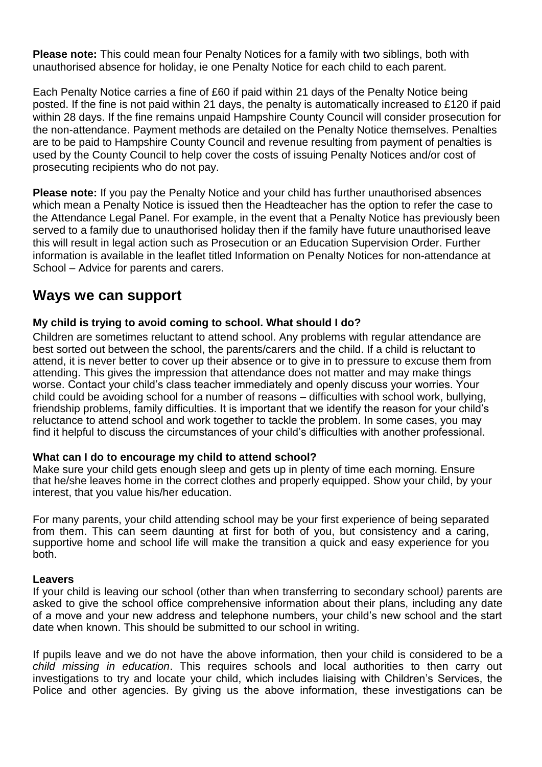**Please note:** This could mean four Penalty Notices for a family with two siblings, both with unauthorised absence for holiday, ie one Penalty Notice for each child to each parent.

Each Penalty Notice carries a fine of £60 if paid within 21 days of the Penalty Notice being posted. If the fine is not paid within 21 days, the penalty is automatically increased to £120 if paid within 28 days. If the fine remains unpaid Hampshire County Council will consider prosecution for the non-attendance. Payment methods are detailed on the Penalty Notice themselves. Penalties are to be paid to Hampshire County Council and revenue resulting from payment of penalties is used by the County Council to help cover the costs of issuing Penalty Notices and/or cost of prosecuting recipients who do not pay.

**Please note:** If you pay the Penalty Notice and your child has further unauthorised absences which mean a Penalty Notice is issued then the Headteacher has the option to refer the case to the Attendance Legal Panel. For example, in the event that a Penalty Notice has previously been served to a family due to unauthorised holiday then if the family have future unauthorised leave this will result in legal action such as Prosecution or an Education Supervision Order. Further information is available in the leaflet titled Information on Penalty Notices for non-attendance at School – Advice for parents and carers.

## Ways we can support

**My child is trying to avoid coming to school. What should I do?**

Children are sometimes reluctant to attend school. Any problems with regular attendance are best sorted out between the school, the parents/carers and the child. If a child is reluctant to attend, it is never better to cover up their absence or to give in to pressure to excuse them from attending. This gives the impression that attendance does not matter and may make things worse. Contact your child's class teacher immediately and openly discuss your worries. Your child could be avoiding school for a number of reasons – difficulties with school work, bullying, friendship problems, family difficulties. It is important that we identify the reason for your child's reluctance to attend school and work together to tackle the problem. In some cases, you may find it helpful to discuss the circumstances of your child's difficulties with another professional.

**What can I do to encourage my child to attend school?**

Make sure your child gets enough sleep and gets up in plenty of time each morning. Ensure that he/she leaves home in the correct clothes and properly equipped. Show your child, by your interest, that you value his/her education.

For many parents, your child attending school may be your first experience of being separated from them. This can seem daunting at first for both of you, but consistency and a caring, supportive home and school life will make the transition a quick and easy experience for you both.

**Leavers**

If your child is leaving our school (other than when transferring to secondary school*)* parents are asked to give the school office comprehensive information about their plans, including any date of a move and your new address and telephone numbers, your child's new school and the start date when known. This should be submitted to our school in writing.

If pupils leave and we do not have the above information, then your child is considered to be a *child missing in education*. This requires schools and local authorities to then carry out investigations to try and locate your child, which includes liaising with Children's Services, the Police and other agencies. By giving us the above information, these investigations can be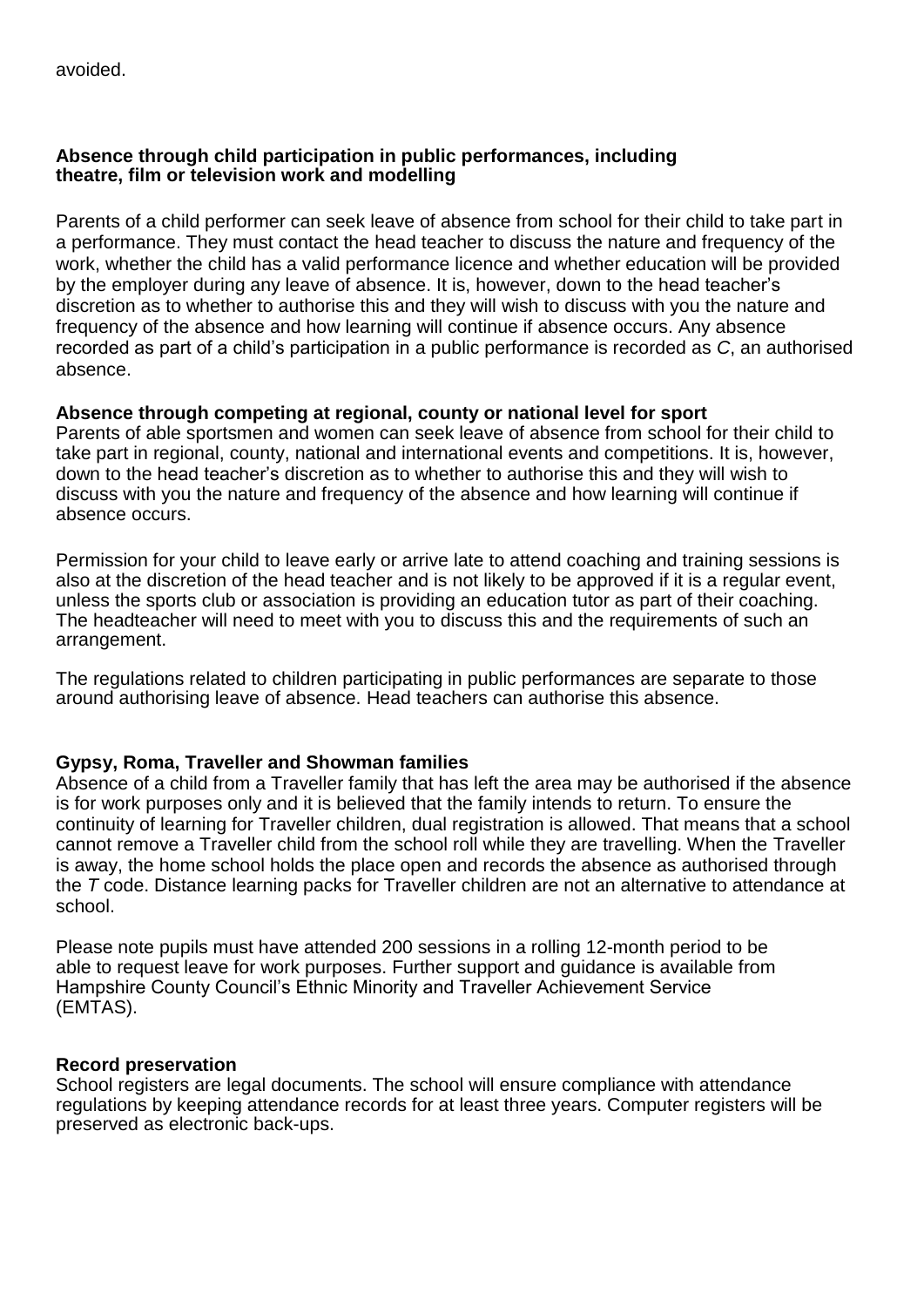avoided.

**Absence through child participation in public performances, including theatre, film or television work and modelling**

Parents of a child performer can seek leave of absence from school for their child to take part in a performance. They must contact the head teacher to discuss the nature and frequency of the work, whether the child has a valid performance licence and whether education will be provided by the employer during any leave of absence. It is, however, down to the head teacher's discretion as to whether to authorise this and they will wish to discuss with you the nature and frequency of the absence and how learning will continue if absence occurs. Any absence recorded as part of a child's participation in a public performance is recorded as *C*, an authorised absence.

**Absence through competing at regional, county or national level for sport**

Parents of able sportsmen and women can seek leave of absence from school for their child to take part in regional, county, national and international events and competitions. It is, however, down to the head teacher's discretion as to whether to authorise this and they will wish to discuss with you the nature and frequency of the absence and how learning will continue if absence occurs.

Permission for your child to leave early or arrive late to attend coaching and training sessions is also at the discretion of the head teacher and is not likely to be approved if it is a regular event, unless the sports club or association is providing an education tutor as part of their coaching. The headteacher will need to meet with you to discuss this and the requirements of such an arrangement.

The regulations related to children participating in public performances are separate to those around authorising leave of absence. Head teachers can authorise this absence.

**Gypsy, Roma, Traveller and Showman families**

Absence of a child from a Traveller family that has left the area may be authorised if the absence is for work purposes only and it is believed that the family intends to return. To ensure the continuity of learning for Traveller children, dual registration is allowed. That means that a school cannot remove a Traveller child from the school roll while they are travelling. When the Traveller is away, the home school holds the place open and records the absence as authorised through the *T* code. Distance learning packs for Traveller children are not an alternative to attendance at school.

Please note pupils must have attended 200 sessions in a rolling 12-month period to be able to request leave for work purposes. Further support and guidance is available from Hampshire County Council's Ethnic Minority and Traveller Achievement Service (EMTAS).

**Record preservation**

School registers are legal documents. The school will ensure compliance with attendance regulations by keeping attendance records for at least three years. Computer registers will be preserved as electronic back-ups.